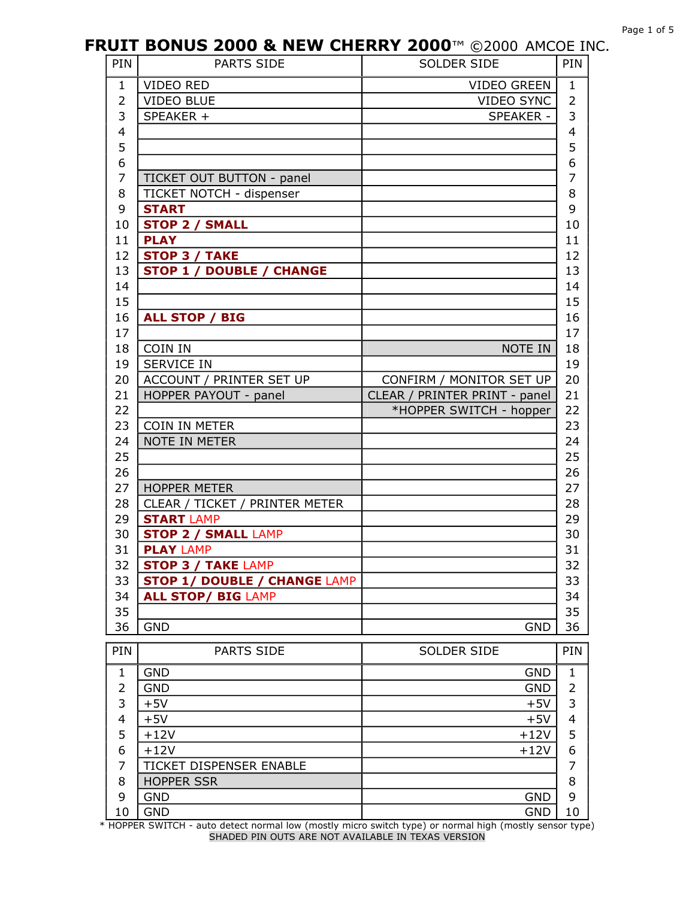# FRUIT BONUS 2000 & NEW CHERRY 2000™ ©2000 AMCOE INC.

| PIN | PARTS SIDE | SOLDER SIDE | PIN |
|---|---|---|---|
| 1 | VIDEO RED | VIDEO GREEN | 1 |
| 2 | VIDEO BLUE | VIDEO SYNC | 2 |
| 3 | SPEAKER + | SPEAKER - | 3 |
| 4 | | | 4 |
| 5 | | | 5 |
| 6 | | | 6 |
| 7 | TICKET OUT BUTTON - panel | | 7 |
| 8 | TICKET NOTCH - dispenser | | 8 |
| 9 | **START** | | 9 |
| 10 | **STOP 2 / SMALL** | | 10 |
| 11 | **PLAY** | | 11 |
| 12 | **STOP 3 / TAKE** | | 12 |
| 13 | **STOP 1 / DOUBLE / CHANGE** | | 13 |
| 14 | | | 14 |
| 15 | | | 15 |
| 16 | **ALL STOP / BIG** | | 16 |
| 17 | | | 17 |
| 18 | COIN IN | NOTE IN | 18 |
| 19 | SERVICE IN | | 19 |
| 20 | ACCOUNT / PRINTER SET UP | CONFIRM / MONITOR SET UP | 20 |
| 21 | HOPPER PAYOUT - panel | CLEAR / PRINTER PRINT - panel | 21 |
| 22 | | *HOPPER SWITCH - hopper | 22 |
| 23 | COIN IN METER | | 23 |
| 24 | NOTE IN METER | | 24 |
| 25 | | | 25 |
| 26 | | | 26 |
| 27 | HOPPER METER | | 27 |
| 28 | CLEAR / TICKET / PRINTER METER | | 28 |
| 29 | **START** LAMP | | 29 |
| 30 | **STOP 2 / SMALL** LAMP | | 30 |
| 31 | **PLAY** LAMP | | 31 |
| 32 | **STOP 3 / TAKE** LAMP | | 32 |
| 33 | **STOP 1/ DOUBLE / CHANGE** LAMP | | 33 |
| 34 | **ALL STOP/ BIG** LAMP | | 34 |
| 35 | | | 35 |
| 36 | GND | GND | 36 |

| PIN | PARTS SIDE | SOLDER SIDE | PIN |
|---|---|---|---|
| 1 | GND | GND | 1 |
| 2 | GND | GND | 2 |
| 3 | +5V | +5V | 3 |
| 4 | +5V | +5V | 4 |
| 5 | +12V | +12V | 5 |
| 6 | +12V | +12V | 6 |
| 7 | TICKET DISPENSER ENABLE | | 7 |
| 8 | HOPPER SSR | | 8 |
| 9 | GND | GND | 9 |
| 10 | GND | GND | 10 |

* HOPPER SWITCH - auto detect normal low (mostly micro switch type) or normal high (mostly sensor type)

SHADED PIN OUTS ARE NOT AVAILABLE IN TEXAS VERSION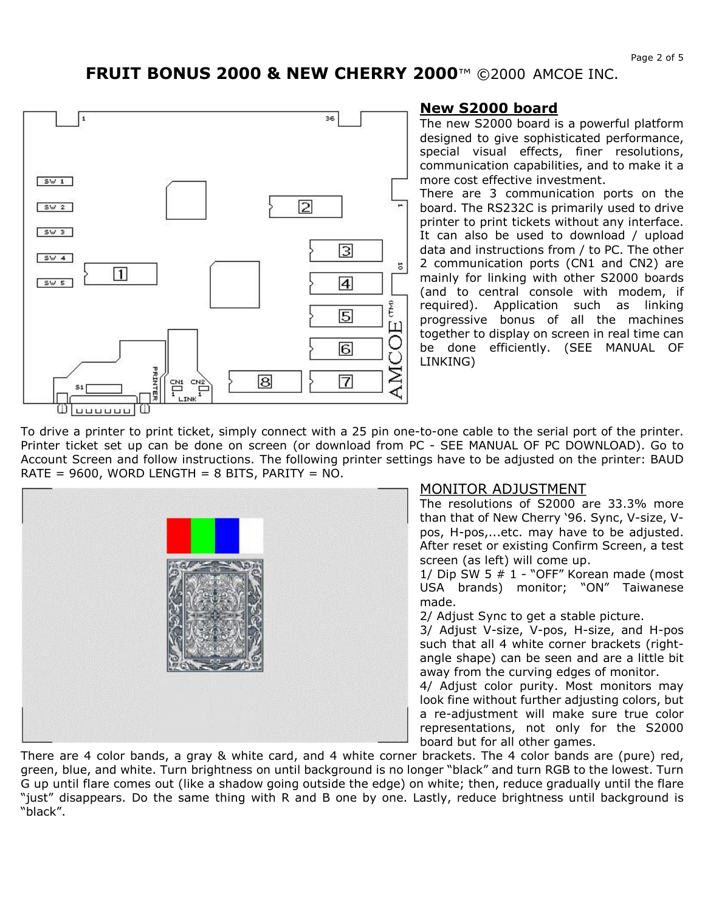# FRUIT BONUS 2000 & NEW CHERRY 2000™ ©2000 AMCOE INC.

## New S2000 board

The new S2000 board is a powerful platform designed to give sophisticated performance, special visual effects, finer resolutions, communication capabilities, and to make it a more cost effective investment.

There are 3 communication ports on the board. The RS232C is primarily used to drive printer to print tickets without any interface. It can also be used to download / upload data and instructions from / to PC. The other 2 communication ports (CN1 and CN2) are mainly for linking with other S2000 boards (and to central console with modem, if required). Application such as linking progressive bonus of all the machines together to display on screen in real time can be done efficiently. (SEE MANUAL OF LINKING)

To drive a printer to print ticket, simply connect with a 25 pin one-to-one cable to the serial port of the printer. Printer ticket set up can be done on screen (or download from PC - SEE MANUAL OF PC DOWNLOAD). Go to Account Screen and follow instructions. The following printer settings have to be adjusted on the printer: BAUD RATE = 9600, WORD LENGTH = 8 BITS, PARITY = NO.

## MONITOR ADJUSTMENT

The resolutions of S2000 are 33.3% more than that of New Cherry '96. Sync, V-size, V-pos, H-pos,...etc. may have to be adjusted. After reset or existing Confirm Screen, a test screen (as left) will come up.

1/ Dip SW 5 # 1 - "OFF" Korean made (most USA brands) monitor; "ON" Taiwanese made.

2/ Adjust Sync to get a stable picture.

3/ Adjust V-size, V-pos, H-size, and H-pos such that all 4 white corner brackets (right-angle shape) can be seen and are a little bit away from the curving edges of monitor.

4/ Adjust color purity. Most monitors may look fine without further adjusting colors, but a re-adjustment will make sure true color representations, not only for the S2000 board but for all other games.

There are 4 color bands, a gray & white card, and 4 white corner brackets. The 4 color bands are (pure) red, green, blue, and white. Turn brightness on until background is no longer "black" and turn RGB to the lowest. Turn G up until flare comes out (like a shadow going outside the edge) on white; then, reduce gradually until the flare "just" disappears. Do the same thing with R and B one by one. Lastly, reduce brightness until background is "black".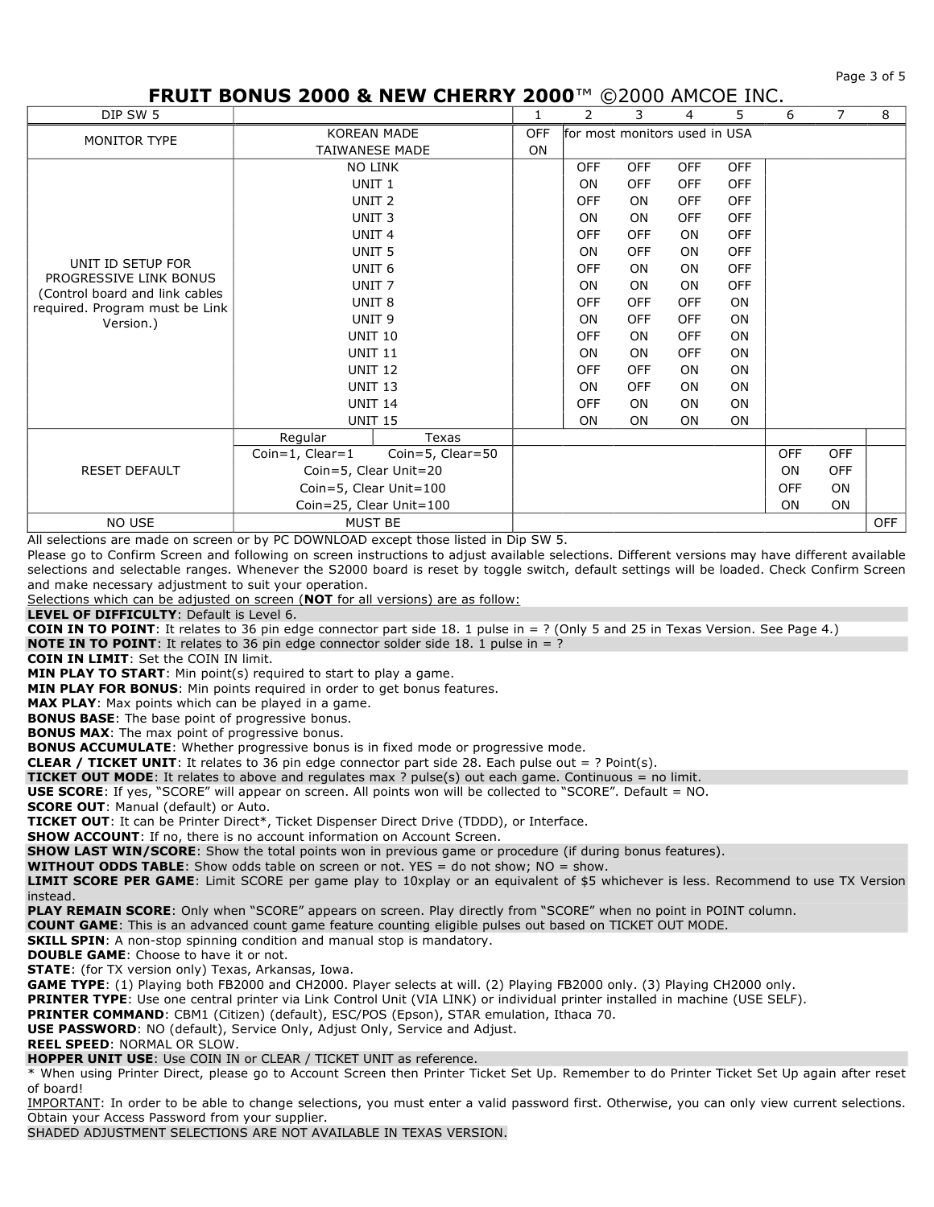## FRUIT BONUS 2000 & NEW CHERRY 2000™ ©2000 AMCOE INC.

| DIP SW 5 | | | 1 | 2 | 3 | 4 | 5 | 6 | 7 | 8 |
|---|---|---|---|---|---|---|---|---|---|---|
| MONITOR TYPE | KOREAN MADE | | OFF | for most monitors used in USA | | | | | | |
| | TAIWANESE MADE | | ON | | | | | | | |
| UNIT ID SETUP FOR PROGRESSIVE LINK BONUS (Control board and link cables required. Program must be Link Version.) | NO LINK | | | OFF | OFF | OFF | OFF | | | |
| | UNIT 1 | | | ON | OFF | OFF | OFF | | | |
| | UNIT 2 | | | OFF | ON | OFF | OFF | | | |
| | UNIT 3 | | | ON | ON | OFF | OFF | | | |
| | UNIT 4 | | | OFF | OFF | ON | OFF | | | |
| | UNIT 5 | | | ON | OFF | ON | OFF | | | |
| | UNIT 6 | | | OFF | ON | ON | OFF | | | |
| | UNIT 7 | | | ON | ON | ON | OFF | | | |
| | UNIT 8 | | | OFF | OFF | OFF | ON | | | |
| | UNIT 9 | | | ON | OFF | OFF | ON | | | |
| | UNIT 10 | | | OFF | ON | OFF | ON | | | |
| | UNIT 11 | | | ON | ON | OFF | ON | | | |
| | UNIT 12 | | | OFF | OFF | ON | ON | | | |
| | UNIT 13 | | | ON | OFF | ON | ON | | | |
| | UNIT 14 | | | OFF | ON | ON | ON | | | |
| | UNIT 15 | | | ON | ON | ON | ON | | | |
| RESET DEFAULT | Regular | Texas | | | | | | | | |
| | Coin=1, Clear=1 | Coin=5, Clear=50 | | | | | | OFF | OFF | |
| | Coin=5, Clear Unit=20 | | | | | | | ON | OFF | |
| | Coin=5, Clear Unit=100 | | | | | | | OFF | ON | |
| | Coin=25, Clear Unit=100 | | | | | | | ON | ON | |
| NO USE | MUST BE | | | | | | | | | OFF |

All selections are made on screen or by PC DOWNLOAD except those listed in Dip SW 5.

Please go to Confirm Screen and following on screen instructions to adjust available selections. Different versions may have different available selections and selectable ranges. Whenever the S2000 board is reset by toggle switch, default settings will be loaded. Check Confirm Screen and make necessary adjustment to suit your operation.

Selections which can be adjusted on screen (**NOT** for all versions) are as follow:

**LEVEL OF DIFFICULTY**: Default is Level 6.
**COIN IN TO POINT**: It relates to 36 pin edge connector part side 18. 1 pulse in = ? (Only 5 and 25 in Texas Version. See Page 4.)
**NOTE IN TO POINT**: It relates to 36 pin edge connector solder side 18. 1 pulse in = ?
**COIN IN LIMIT**: Set the COIN IN limit.
**MIN PLAY TO START**: Min point(s) required to start to play a game.
**MIN PLAY FOR BONUS**: Min points required in order to get bonus features.
**MAX PLAY**: Max points which can be played in a game.
**BONUS BASE**: The base point of progressive bonus.
**BONUS MAX**: The max point of progressive bonus.
**BONUS ACCUMULATE**: Whether progressive bonus is in fixed mode or progressive mode.
**CLEAR / TICKET UNIT**: It relates to 36 pin edge connector part side 28. Each pulse out = ? Point(s).
**TICKET OUT MODE**: It relates to above and regulates max ? pulse(s) out each game. Continuous = no limit.
**USE SCORE**: If yes, “SCORE” will appear on screen. All points won will be collected to “SCORE”. Default = NO.
**SCORE OUT**: Manual (default) or Auto.
**TICKET OUT**: It can be Printer Direct*, Ticket Dispenser Direct Drive (TDDD), or Interface.
**SHOW ACCOUNT**: If no, there is no account information on Account Screen.
**SHOW LAST WIN/SCORE**: Show the total points won in previous game or procedure (if during bonus features).
**WITHOUT ODDS TABLE**: Show odds table on screen or not. YES = do not show; NO = show.
**LIMIT SCORE PER GAME**: Limit SCORE per game play to 10xplay or an equivalent of $5 whichever is less. Recommend to use TX Version instead.
**PLAY REMAIN SCORE**: Only when “SCORE” appears on screen. Play directly from “SCORE” when no point in POINT column.
**COUNT GAME**: This is an advanced count game feature counting eligible pulses out based on TICKET OUT MODE.
**SKILL SPIN**: A non-stop spinning condition and manual stop is mandatory.
**DOUBLE GAME**: Choose to have it or not.
**STATE**: (for TX version only) Texas, Arkansas, Iowa.
**GAME TYPE**: (1) Playing both FB2000 and CH2000. Player selects at will. (2) Playing FB2000 only. (3) Playing CH2000 only.
**PRINTER TYPE**: Use one central printer via Link Control Unit (VIA LINK) or individual printer installed in machine (USE SELF).
**PRINTER COMMAND**: CBM1 (Citizen) (default), ESC/POS (Epson), STAR emulation, Ithaca 70.
**USE PASSWORD**: NO (default), Service Only, Adjust Only, Service and Adjust.
**REEL SPEED**: NORMAL OR SLOW.
**HOPPER UNIT USE**: Use COIN IN or CLEAR / TICKET UNIT as reference.

* When using Printer Direct, please go to Account Screen then Printer Ticket Set Up. Remember to do Printer Ticket Set Up again after reset of board!

IMPORTANT: In order to be able to change selections, you must enter a valid password first. Otherwise, you can only view current selections. Obtain your Access Password from your supplier.

SHADED ADJUSTMENT SELECTIONS ARE NOT AVAILABLE IN TEXAS VERSION.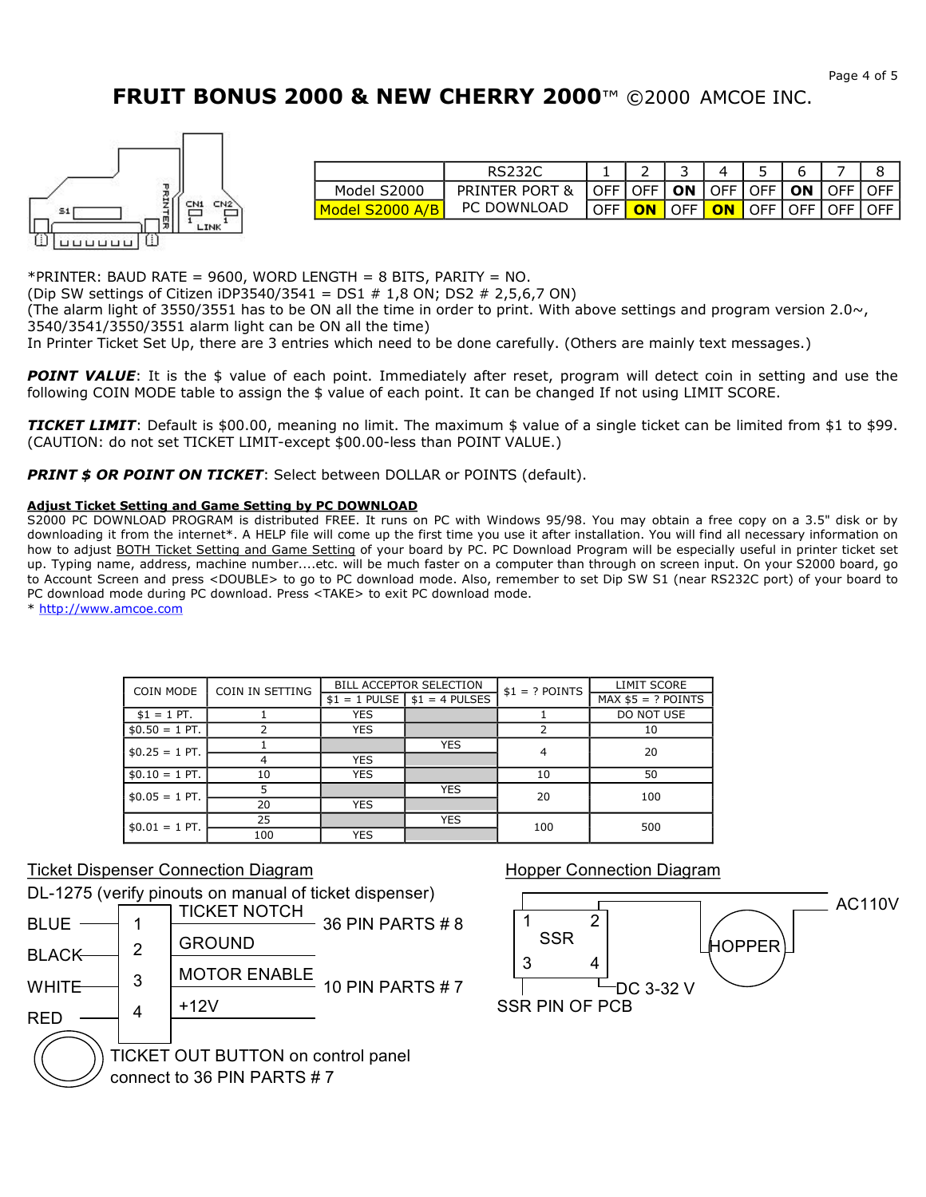# FRUIT BONUS 2000 & NEW CHERRY 2000™ ©2000 AMCOE INC.

| | RS232C | 1 | 2 | 3 | 4 | 5 | 6 | 7 | 8 |
|---|---|---|---|---|---|---|---|---|---|
| Model S2000 | PRINTER PORT & PC DOWNLOAD | OFF | OFF | **ON** | OFF | OFF | **ON** | OFF | OFF |
| Model S2000 A/B | | OFF | **ON** | OFF | **ON** | OFF | OFF | OFF | OFF |

*PRINTER: BAUD RATE = 9600, WORD LENGTH = 8 BITS, PARITY = NO.
(Dip SW settings of Citizen iDP3540/3541 = DS1 # 1,8 ON; DS2 # 2,5,6,7 ON)
(The alarm light of 3550/3551 has to be ON all the time in order to print. With above settings and program version 2.0~, 3540/3541/3550/3551 alarm light can be ON all the time)
In Printer Ticket Set Up, there are 3 entries which need to be done carefully. (Others are mainly text messages.)

***POINT VALUE***: It is the $ value of each point. Immediately after reset, program will detect coin in setting and use the following COIN MODE table to assign the $ value of each point. It can be changed If not using LIMIT SCORE.

***TICKET LIMIT***: Default is $00.00, meaning no limit. The maximum $ value of a single ticket can be limited from $1 to $99. (CAUTION: do not set TICKET LIMIT-except $00.00-less than POINT VALUE.)

***PRINT $ OR POINT ON TICKET***: Select between DOLLAR or POINTS (default).

**Adjust Ticket Setting and Game Setting by PC DOWNLOAD**

S2000 PC DOWNLOAD PROGRAM is distributed FREE. It runs on PC with Windows 95/98. You may obtain a free copy on a 3.5" disk or by downloading it from the internet*. A HELP file will come up the first time you use it after installation. You will find all necessary information on how to adjust BOTH Ticket Setting and Game Setting of your board by PC. PC Download Program will be especially useful in printer ticket set up. Typing name, address, machine number....etc. will be much faster on a computer than through on screen input. On your S2000 board, go to Account Screen and press <DOUBLE> to go to PC download mode. Also, remember to set Dip SW S1 (near RS232C port) of your board to PC download mode during PC download. Press <TAKE> to exit PC download mode.

\* http://www.amcoe.com

| COIN MODE | COIN IN SETTING | BILL ACCEPTOR SELECTION | | $1 = ? POINTS | LIMIT SCORE |
|---|---|---|---|---|---|
| | | $1 = 1 PULSE | $1 = 4 PULSES | | MAX $5 = ? POINTS |
| $1 = 1 PT. | 1 | YES | | 1 | DO NOT USE |
| $0.50 = 1 PT. | 2 | YES | | 2 | 10 |
| $0.25 = 1 PT. | 1 | | YES | 4 | 20 |
| | 4 | YES | | | |
| $0.10 = 1 PT. | 10 | YES | | 10 | 50 |
| $0.05 = 1 PT. | 5 | | YES | 20 | 100 |
| | 20 | YES | | | |
| $0.01 = 1 PT. | 25 | | YES | 100 | 500 |
| | 100 | YES | | | |

Ticket Dispenser Connection Diagram

DL-1275 (verify pinouts on manual of ticket dispenser)

| Wire | Pin | Function | Connection |
|---|---|---|---|
| BLUE | 1 | TICKET NOTCH | 36 PIN PARTS # 8 |
| BLACK | 2 | GROUND | |
| WHITE | 3 | MOTOR ENABLE | 10 PIN PARTS # 7 |
| RED | 4 | +12V | |

TICKET OUT BUTTON on control panel connect to 36 PIN PARTS # 7

Hopper Connection Diagram

SSR (pins 1, 2, 3, 4) — HOPPER — AC110V — DC 3-32 V — SSR PIN OF PCB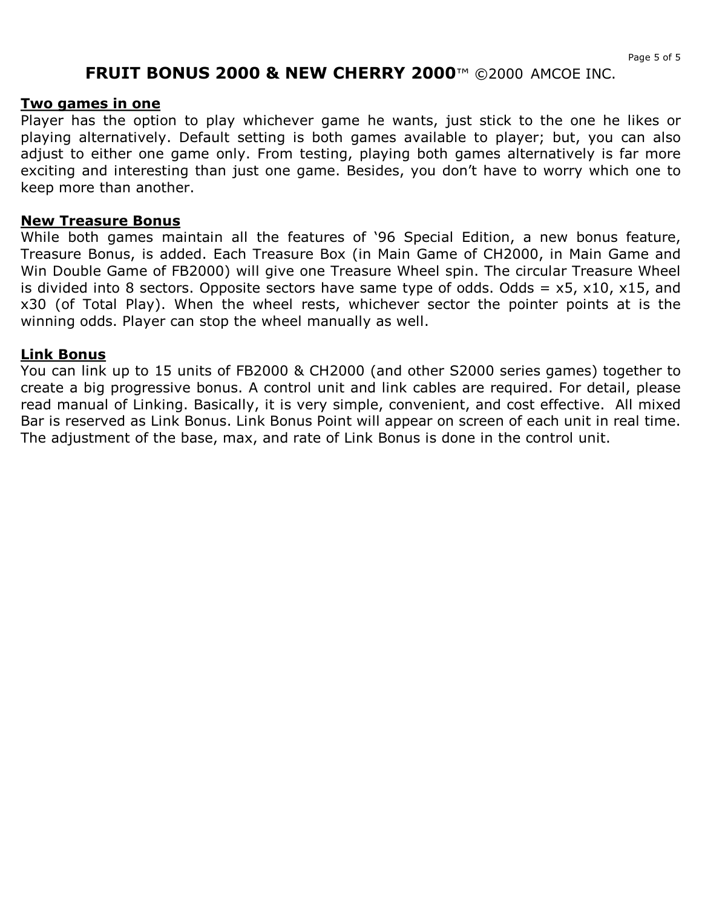# FRUIT BONUS 2000 & NEW CHERRY 2000™ ©2000 AMCOE INC.

## Two games in one

Player has the option to play whichever game he wants, just stick to the one he likes or playing alternatively. Default setting is both games available to player; but, you can also adjust to either one game only. From testing, playing both games alternatively is far more exciting and interesting than just one game. Besides, you don't have to worry which one to keep more than another.

## New Treasure Bonus

While both games maintain all the features of '96 Special Edition, a new bonus feature, Treasure Bonus, is added. Each Treasure Box (in Main Game of CH2000, in Main Game and Win Double Game of FB2000) will give one Treasure Wheel spin. The circular Treasure Wheel is divided into 8 sectors. Opposite sectors have same type of odds. Odds = x5, x10, x15, and x30 (of Total Play). When the wheel rests, whichever sector the pointer points at is the winning odds. Player can stop the wheel manually as well.

## Link Bonus

You can link up to 15 units of FB2000 & CH2000 (and other S2000 series games) together to create a big progressive bonus. A control unit and link cables are required. For detail, please read manual of Linking. Basically, it is very simple, convenient, and cost effective. All mixed Bar is reserved as Link Bonus. Link Bonus Point will appear on screen of each unit in real time. The adjustment of the base, max, and rate of Link Bonus is done in the control unit.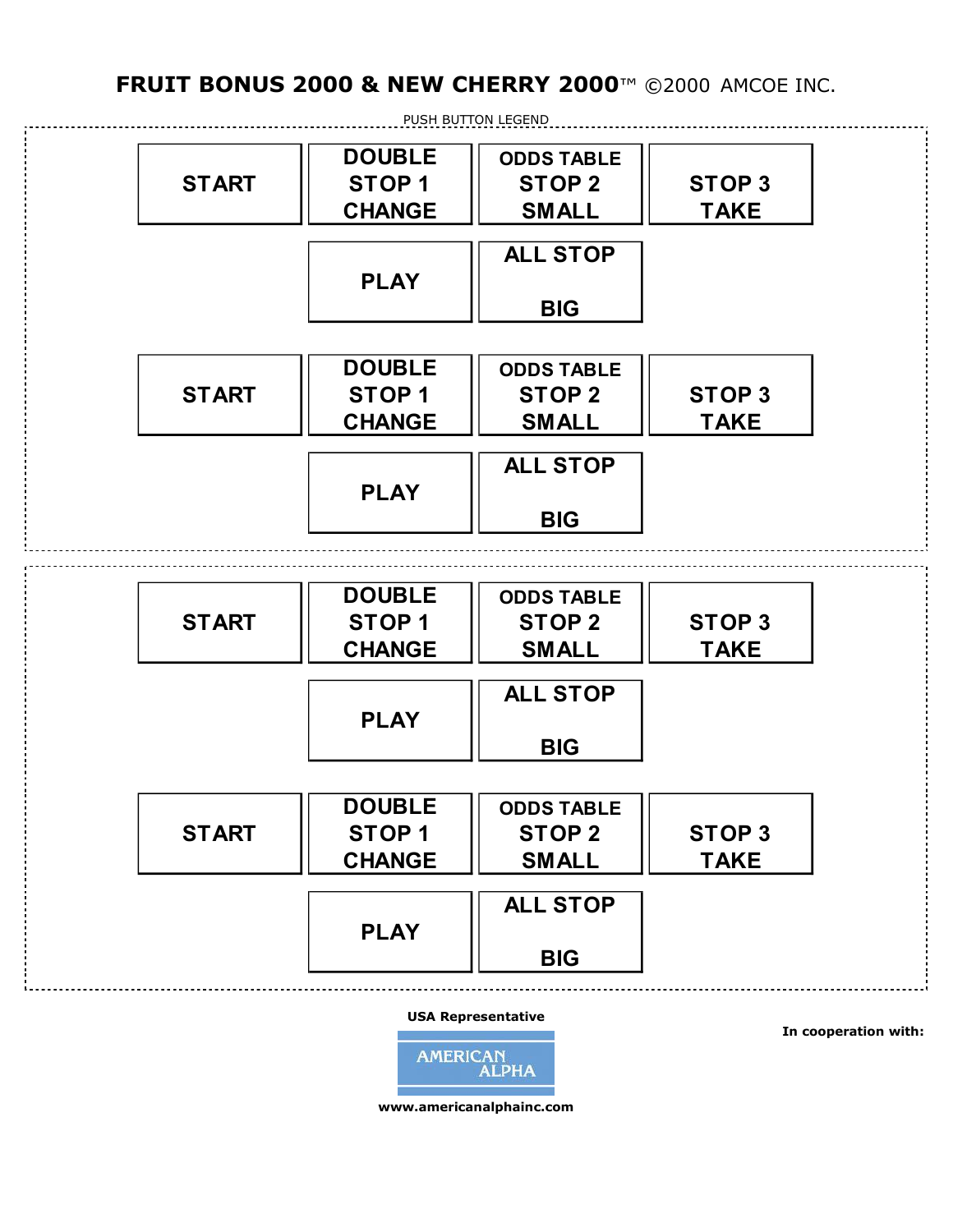# FRUIT BONUS 2000 & NEW CHERRY 2000™ ©2000 AMCOE INC.

PUSH BUTTON LEGEND

| | | | |
|---|---|---|---|
| START | DOUBLE STOP 1 CHANGE | ODDS TABLE STOP 2 SMALL | STOP 3 TAKE |
| | PLAY | ALL STOP BIG | |
| START | DOUBLE STOP 1 CHANGE | ODDS TABLE STOP 2 SMALL | STOP 3 TAKE |
| | PLAY | ALL STOP BIG | |

| | | | |
|---|---|---|---|
| START | DOUBLE STOP 1 CHANGE | ODDS TABLE STOP 2 SMALL | STOP 3 TAKE |
| | PLAY | ALL STOP BIG | |
| START | DOUBLE STOP 1 CHANGE | ODDS TABLE STOP 2 SMALL | STOP 3 TAKE |
| | PLAY | ALL STOP BIG | |

**USA Representative**

AMERICAN ALPHA

**www.americanalphainc.com**

**In cooperation with:**